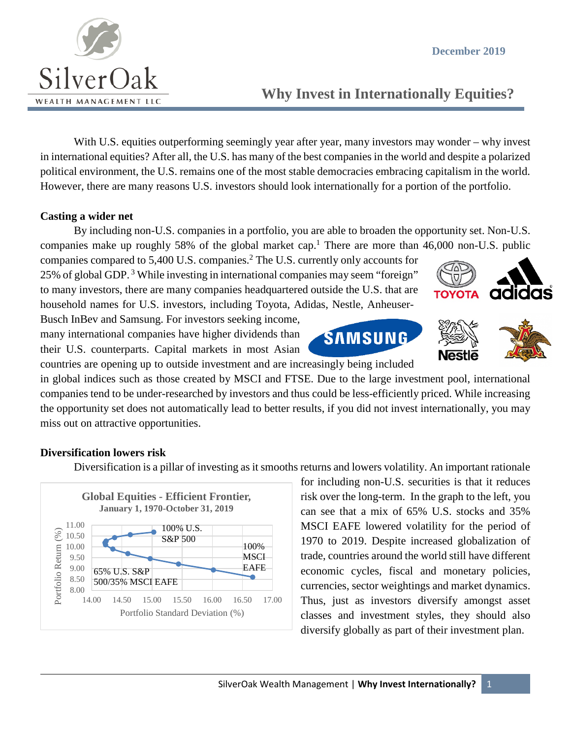December 2019

# Why Invest in Internationally Equities?

With U.S. equities outperforming seemingly year after year, many investors may wonder – why invest in international equities? After all, the U.S. has many of the best companies in the world and despite a polarized political environment, the U.S. remains one of the most stable democracies embracing capitalism in the world. However, there are many reasons U.S. investors should look internationally for a portion of the portfolio.

**Casting a wider net**

By including non-U.S. companies in a portfolio, you are able to broaden the opportunity set. Non-U.S. companies make up roughly 58% of the global market cap.[1] There are more than 46,000 non-U.S. public companies compared to 5,400 U.S. companies.[2] The U.S. currently only accounts for 25% of global GDP.[3] While investing in international companies may seem "foreign" to many investors, there are many companies headquartered outside the U.S. that are household names for U.S. investors, including Toyota, Adidas, Nestle, Anheuser-Busch InBev and Samsung. For investors seeking income, many international companies have higher dividends than their U.S. counterparts. Capital markets in most Asian countries are opening up to outside investment and are increasingly being included in global indices such as those created by MSCI and FTSE. Due to the large investment pool, international companies tend to be under-researched by investors and thus could be less-efficiently priced. While increasing the opportunity set does not automatically lead to better results, if you did not invest internationally, you may miss out on attractive opportunities.

**Diversification lowers risk**

Diversification is a pillar of investing as it smooths returns and lowers volatility. An important rationale for including non-U.S. securities is that it reduces risk over the long-term. In the graph to the left, you can see that a mix of 65% U.S. stocks and 35% MSCI EAFE lowered volatility for the period of 1970 to 2019. Despite increased globalization of trade, countries around the world still have different economic cycles, fiscal and monetary policies, currencies, sector weightings and market dynamics. Thus, just as investors diversify amongst asset classes and investment styles, they should also diversify globally as part of their investment plan.

**Global Equities - Efficient Frontier, January 1, 1970-October 31, 2019**

(Chart: Portfolio Return (%) vs. Portfolio Standard Deviation (%); labeled points: 100% U.S. S&P 500; 65% U.S. S&P 500/35% MSCI EAFE; 100% MSCI EAFE)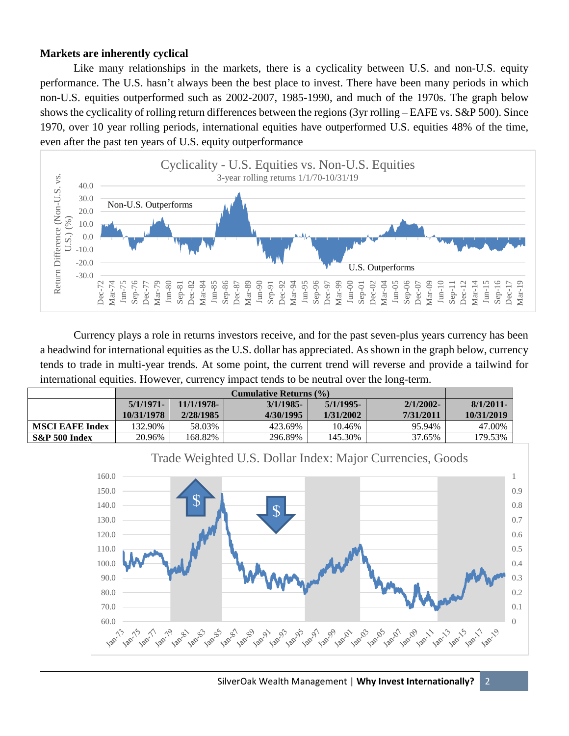**Markets are inherently cyclical**

Like many relationships in the markets, there is a cyclicality between U.S. and non-U.S. equity performance. The U.S. hasn't always been the best place to invest. There have been many periods in which non-U.S. equities outperformed such as 2002-2007, 1985-1990, and much of the 1970s. The graph below shows the cyclicality of rolling return differences between the regions (3yr rolling – EAFE vs. S&P 500). Since 1970, over 10 year rolling periods, international equities have outperformed U.S. equities 48% of the time, even after the past ten years of U.S. equity outperformance

Cyclicality - U.S. Equities vs. Non-U.S. Equities

3-year rolling returns 1/1/70-10/31/19

Currency plays a role in returns investors receive, and for the past seven-plus years currency has been a headwind for international equities as the U.S. dollar has appreciated. As shown in the graph below, currency tends to trade in multi-year trends. At some point, the current trend will reverse and provide a tailwind for international equities. However, currency impact tends to be neutral over the long-term.

| | Cumulative Returns (%) | | | | | |
|---|---|---|---|---|---|---|
| | 5/1/1971-10/31/1978 | 11/1/1978-2/28/1985 | 3/1/1985-4/30/1995 | 5/1/1995-1/31/2002 | 2/1/2002-7/31/2011 | 8/1/2011-10/31/2019 |
| **MSCI EAFE Index** | 132.90% | 58.03% | 423.69% | 10.46% | 95.94% | 47.00% |
| **S&P 500 Index** | 20.96% | 168.82% | 296.89% | 145.30% | 37.65% | 179.53% |

Trade Weighted U.S. Dollar Index: Major Currencies, Goods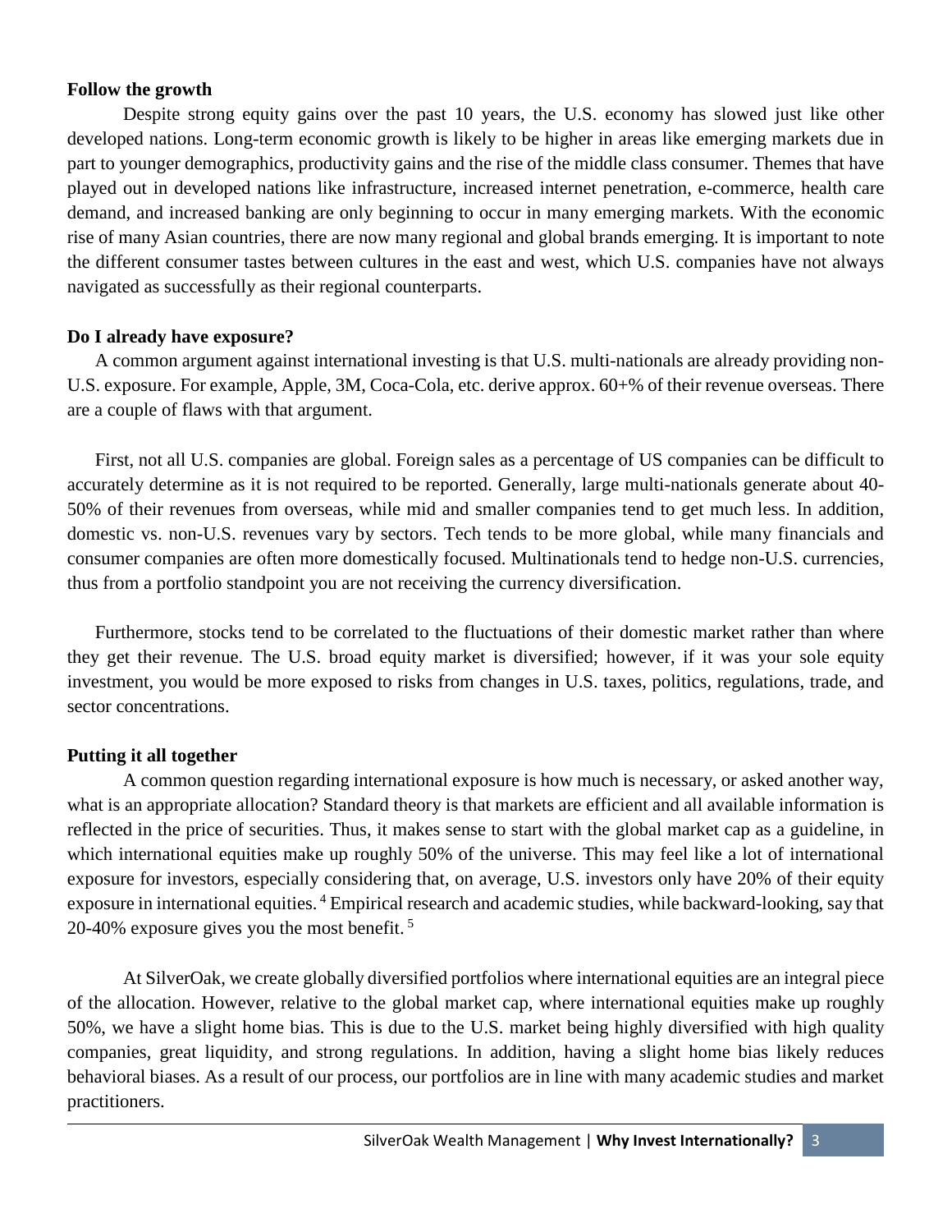**Follow the growth**

Despite strong equity gains over the past 10 years, the U.S. economy has slowed just like other developed nations. Long-term economic growth is likely to be higher in areas like emerging markets due in part to younger demographics, productivity gains and the rise of the middle class consumer. Themes that have played out in developed nations like infrastructure, increased internet penetration, e-commerce, health care demand, and increased banking are only beginning to occur in many emerging markets. With the economic rise of many Asian countries, there are now many regional and global brands emerging. It is important to note the different consumer tastes between cultures in the east and west, which U.S. companies have not always navigated as successfully as their regional counterparts.

**Do I already have exposure?**

A common argument against international investing is that U.S. multi-nationals are already providing non-U.S. exposure. For example, Apple, 3M, Coca-Cola, etc. derive approx. 60+% of their revenue overseas. There are a couple of flaws with that argument.

First, not all U.S. companies are global. Foreign sales as a percentage of US companies can be difficult to accurately determine as it is not required to be reported. Generally, large multi-nationals generate about 40-50% of their revenues from overseas, while mid and smaller companies tend to get much less. In addition, domestic vs. non-U.S. revenues vary by sectors. Tech tends to be more global, while many financials and consumer companies are often more domestically focused. Multinationals tend to hedge non-U.S. currencies, thus from a portfolio standpoint you are not receiving the currency diversification.

Furthermore, stocks tend to be correlated to the fluctuations of their domestic market rather than where they get their revenue. The U.S. broad equity market is diversified; however, if it was your sole equity investment, you would be more exposed to risks from changes in U.S. taxes, politics, regulations, trade, and sector concentrations.

**Putting it all together**

A common question regarding international exposure is how much is necessary, or asked another way, what is an appropriate allocation? Standard theory is that markets are efficient and all available information is reflected in the price of securities. Thus, it makes sense to start with the global market cap as a guideline, in which international equities make up roughly 50% of the universe. This may feel like a lot of international exposure for investors, especially considering that, on average, U.S. investors only have 20% of their equity exposure in international equities.[4] Empirical research and academic studies, while backward-looking, say that 20-40% exposure gives you the most benefit.[5]

At SilverOak, we create globally diversified portfolios where international equities are an integral piece of the allocation. However, relative to the global market cap, where international equities make up roughly 50%, we have a slight home bias. This is due to the U.S. market being highly diversified with high quality companies, great liquidity, and strong regulations. In addition, having a slight home bias likely reduces behavioral biases. As a result of our process, our portfolios are in line with many academic studies and market practitioners.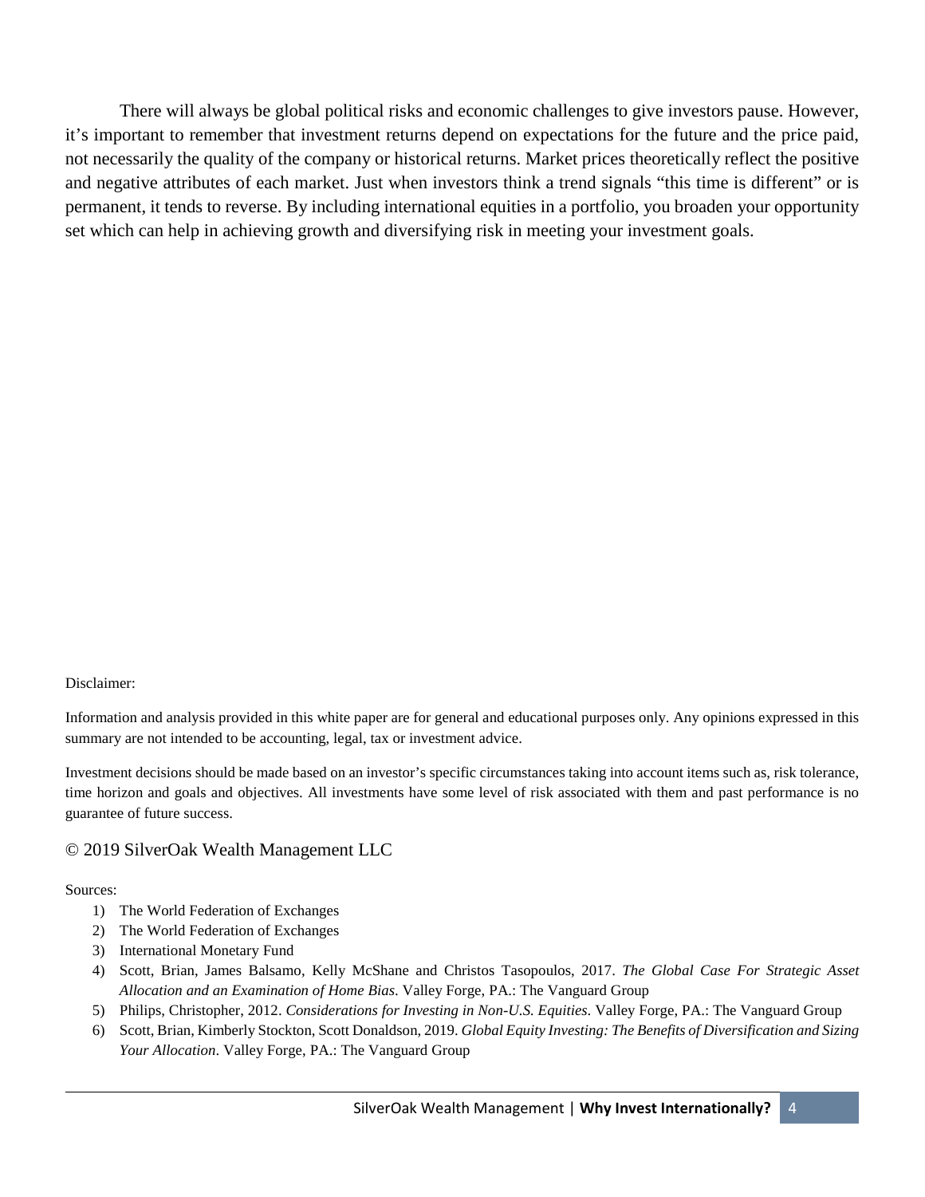There will always be global political risks and economic challenges to give investors pause. However, it's important to remember that investment returns depend on expectations for the future and the price paid, not necessarily the quality of the company or historical returns. Market prices theoretically reflect the positive and negative attributes of each market. Just when investors think a trend signals "this time is different" or is permanent, it tends to reverse. By including international equities in a portfolio, you broaden your opportunity set which can help in achieving growth and diversifying risk in meeting your investment goals.

Disclaimer:

Information and analysis provided in this white paper are for general and educational purposes only. Any opinions expressed in this summary are not intended to be accounting, legal, tax or investment advice.

Investment decisions should be made based on an investor's specific circumstances taking into account items such as, risk tolerance, time horizon and goals and objectives. All investments have some level of risk associated with them and past performance is no guarantee of future success.

© 2019 SilverOak Wealth Management LLC

Sources:

1) The World Federation of Exchanges
2) The World Federation of Exchanges
3) International Monetary Fund
4) Scott, Brian, James Balsamo, Kelly McShane and Christos Tasopoulos, 2017. *The Global Case For Strategic Asset Allocation and an Examination of Home Bias*. Valley Forge, PA.: The Vanguard Group
5) Philips, Christopher, 2012. *Considerations for Investing in Non-U.S. Equities*. Valley Forge, PA.: The Vanguard Group
6) Scott, Brian, Kimberly Stockton, Scott Donaldson, 2019. *Global Equity Investing: The Benefits of Diversification and Sizing Your Allocation*. Valley Forge, PA.: The Vanguard Group